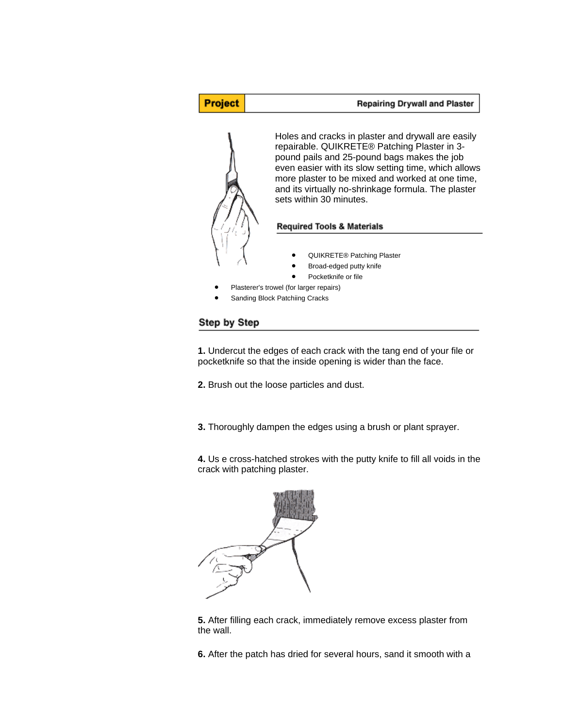**Project** | **Repairing Drywall and Plaster**

Holes and cracks in plaster and drywall are easily repairable. QUIKRETE® Patching Plaster in 3-pound pails and 25-pound bags makes the job even easier with its slow setting time, which allows more plaster to be mixed and worked at one time, and its virtually no-shrinkage formula. The plaster sets within 30 minutes.

### Required Tools & Materials

- QUIKRETE® Patching Plaster
- Broad-edged putty knife
- Pocketknife or file
- Plasterer's trowel (for larger repairs)
- Sanding Block Patchiing Cracks

## Step by Step

**1.** Undercut the edges of each crack with the tang end of your file or pocketknife so that the inside opening is wider than the face.

**2.** Brush out the loose particles and dust.

**3.** Thoroughly dampen the edges using a brush or plant sprayer.

**4.** Us e cross-hatched strokes with the putty knife to fill all voids in the crack with patching plaster.

**5.** After filling each crack, immediately remove excess plaster from the wall.

**6.** After the patch has dried for several hours, sand it smooth with a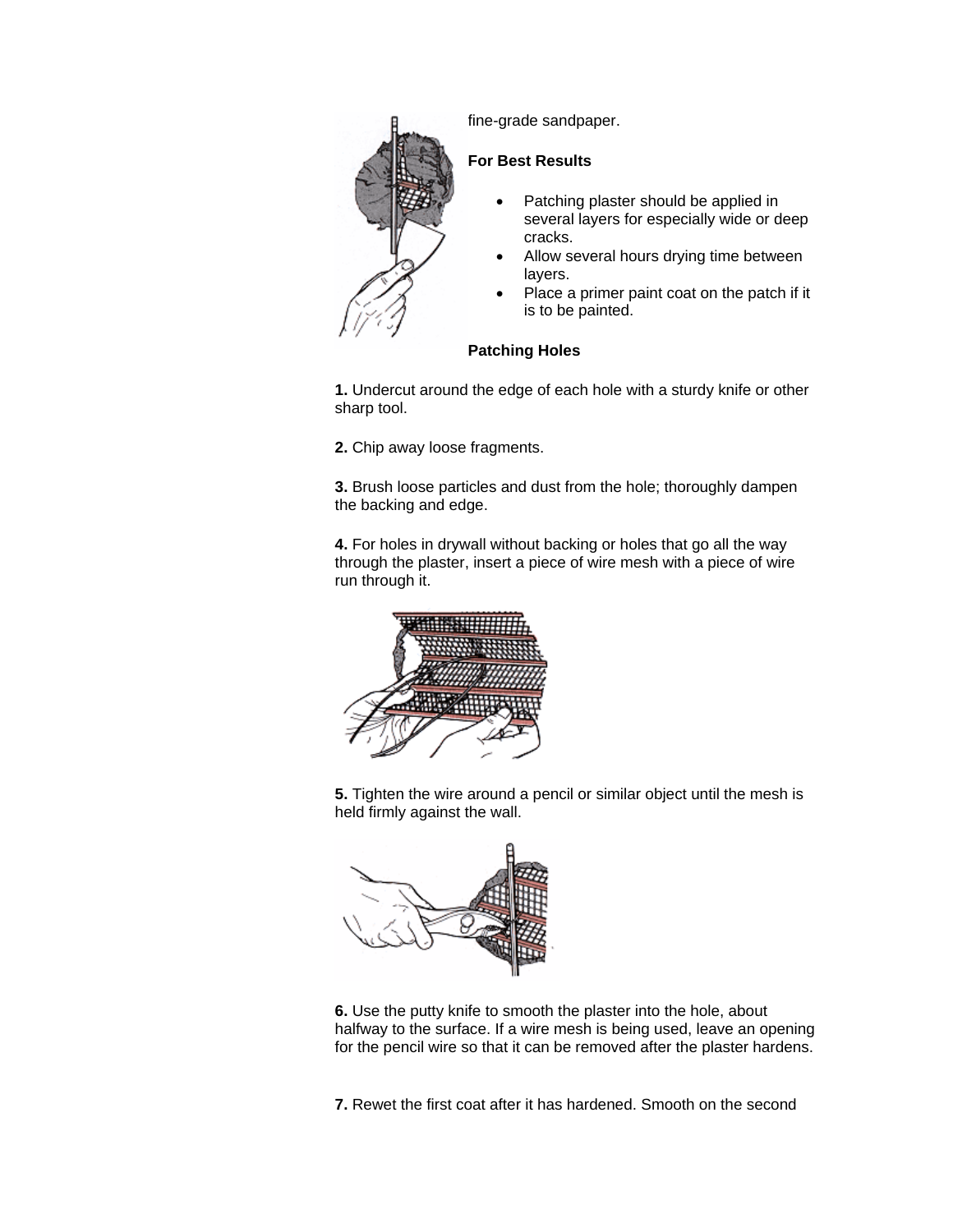fine-grade sandpaper.

**For Best Results**

- Patching plaster should be applied in several layers for especially wide or deep cracks.
- Allow several hours drying time between layers.
- Place a primer paint coat on the patch if it is to be painted.

**Patching Holes**

**1.** Undercut around the edge of each hole with a sturdy knife or other sharp tool.

**2.** Chip away loose fragments.

**3.** Brush loose particles and dust from the hole; thoroughly dampen the backing and edge.

**4.** For holes in drywall without backing or holes that go all the way through the plaster, insert a piece of wire mesh with a piece of wire run through it.

**5.** Tighten the wire around a pencil or similar object until the mesh is held firmly against the wall.

**6.** Use the putty knife to smooth the plaster into the hole, about halfway to the surface. If a wire mesh is being used, leave an opening for the pencil wire so that it can be removed after the plaster hardens.

**7.** Rewet the first coat after it has hardened. Smooth on the second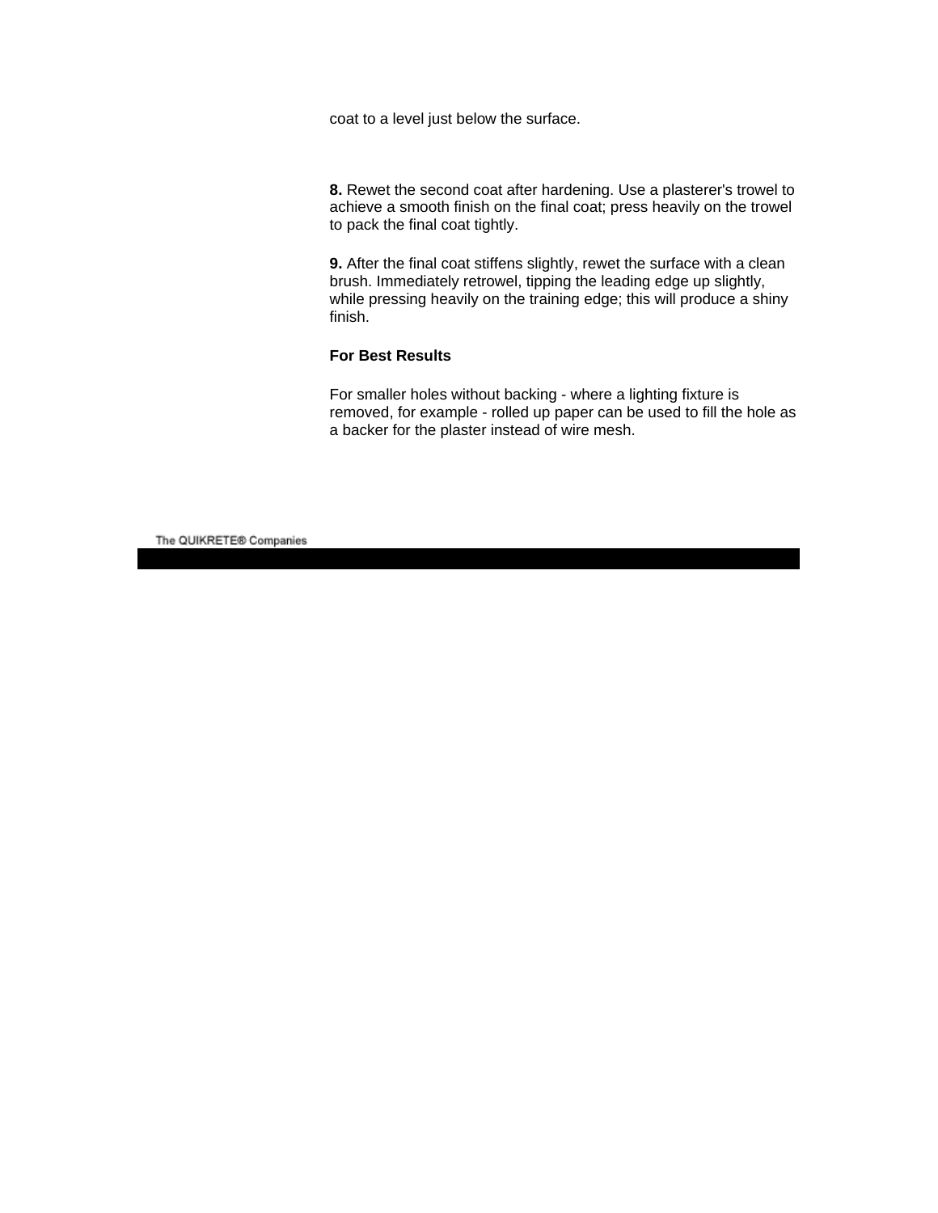coat to a level just below the surface.

**8.** Rewet the second coat after hardening. Use a plasterer's trowel to achieve a smooth finish on the final coat; press heavily on the trowel to pack the final coat tightly.

**9.** After the final coat stiffens slightly, rewet the surface with a clean brush. Immediately retrowel, tipping the leading edge up slightly, while pressing heavily on the training edge; this will produce a shiny finish.

**For Best Results**

For smaller holes without backing - where a lighting fixture is removed, for example - rolled up paper can be used to fill the hole as a backer for the plaster instead of wire mesh.